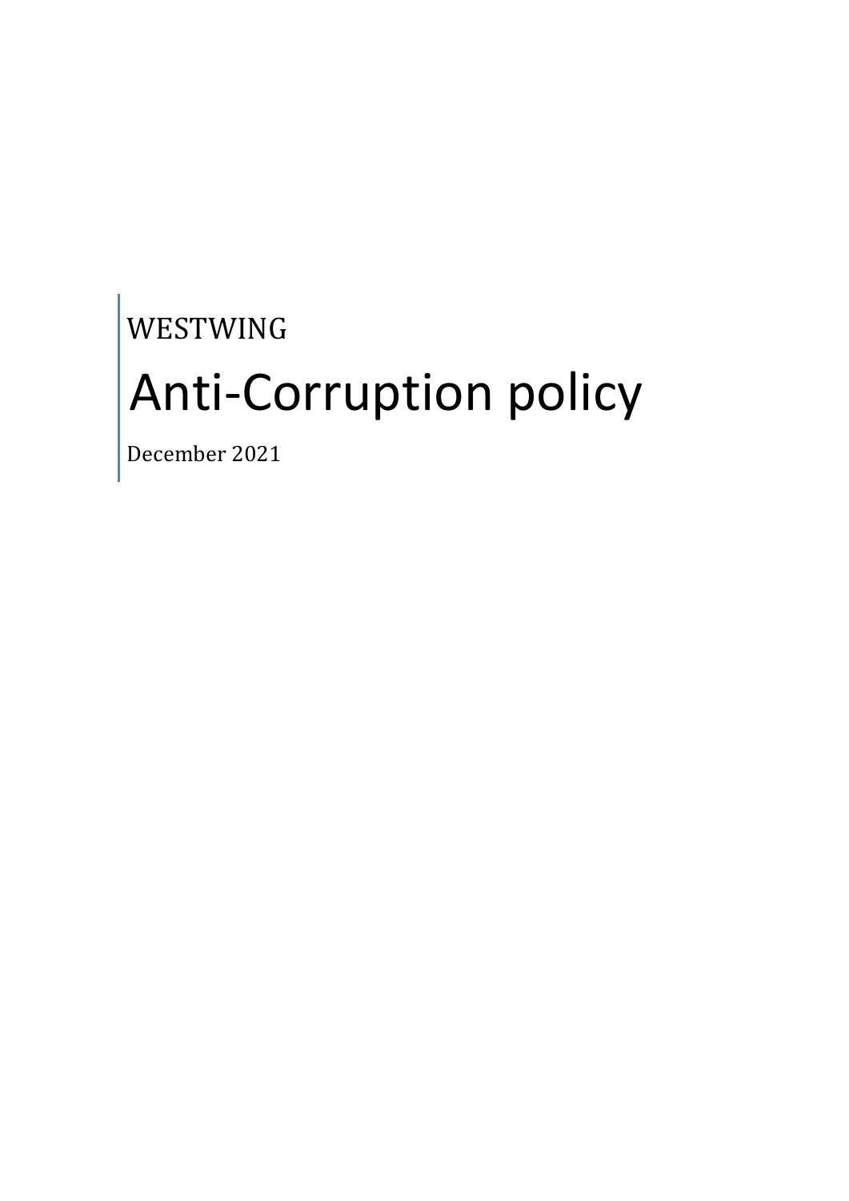WESTWING

# Anti-Corruption policy

December 2021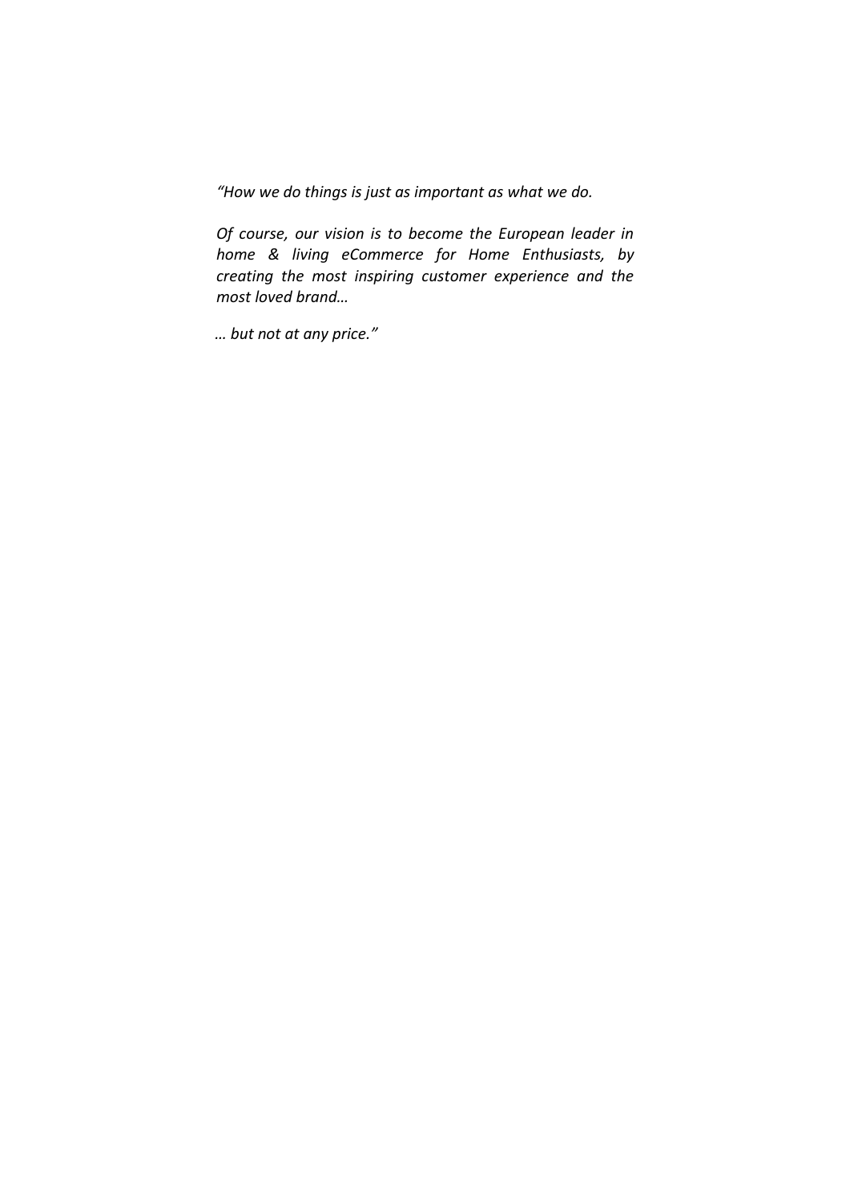*"How we do things is just as important as what we do.*

*Of course, our vision is to become the European leader in home & living eCommerce for Home Enthusiasts, by creating the most inspiring customer experience and the most loved brand…*

*… but not at any price."*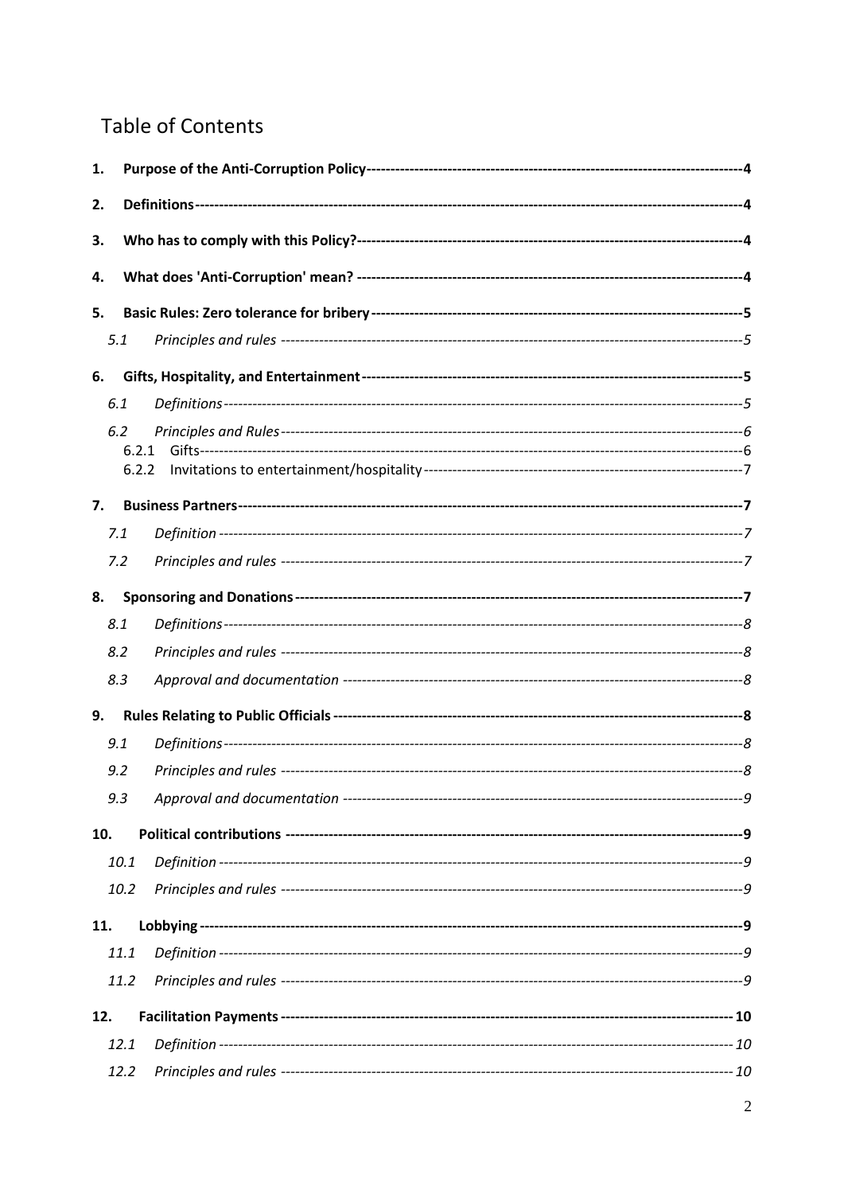## Table of Contents

1. **Purpose of the Anti-Corruption Policy** ---------- 4
2. **Definitions** ---------- 4
3. **Who has to comply with this Policy?** ---------- 4
4. **What does 'Anti-Corruption' mean?** ---------- 4
5. **Basic Rules: Zero tolerance for bribery** ---------- 5
   - 5.1 *Principles and rules* ---------- 5
6. **Gifts, Hospitality, and Entertainment** ---------- 5
   - 6.1 *Definitions* ---------- 5
   - 6.2 *Principles and Rules* ---------- 6
     - 6.2.1 Gifts ---------- 6
     - 6.2.2 Invitations to entertainment/hospitality ---------- 7
7. **Business Partners** ---------- 7
   - 7.1 *Definition* ---------- 7
   - 7.2 *Principles and rules* ---------- 7
8. **Sponsoring and Donations** ---------- 7
   - 8.1 *Definitions* ---------- 8
   - 8.2 *Principles and rules* ---------- 8
   - 8.3 *Approval and documentation* ---------- 8
9. **Rules Relating to Public Officials** ---------- 8
   - 9.1 *Definitions* ---------- 8
   - 9.2 *Principles and rules* ---------- 8
   - 9.3 *Approval and documentation* ---------- 9
10. **Political contributions** ---------- 9
    - 10.1 *Definition* ---------- 9
    - 10.2 *Principles and rules* ---------- 9
11. **Lobbying** ---------- 9
    - 11.1 *Definition* ---------- 9
    - 11.2 *Principles and rules* ---------- 9
12. **Facilitation Payments** ---------- 10
    - 12.1 *Definition* ---------- 10
    - 12.2 *Principles and rules* ---------- 10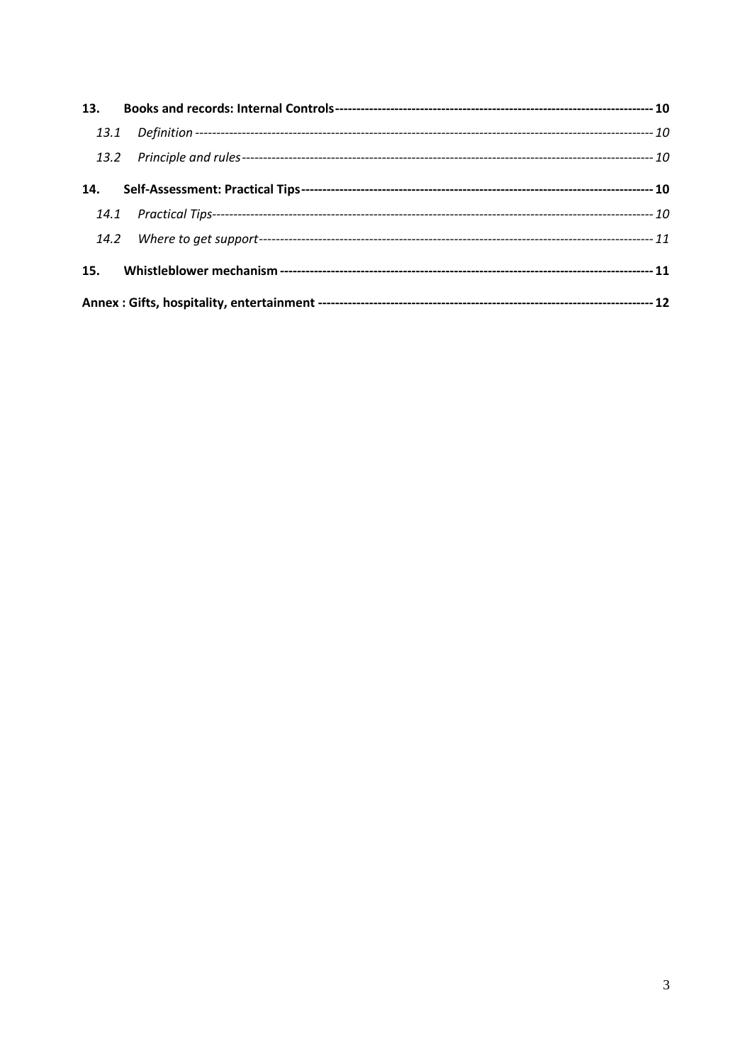**13. Books and records: Internal Controls** ---------- **10**

*13.1 Definition* ---------- *10*

*13.2 Principle and rules* ---------- *10*

**14. Self-Assessment: Practical Tips** ---------- **10**

*14.1 Practical Tips* ---------- *10*

*14.2 Where to get support* ---------- *11*

**15. Whistleblower mechanism** ---------- **11**

**Annex : Gifts, hospitality, entertainment** ---------- **12**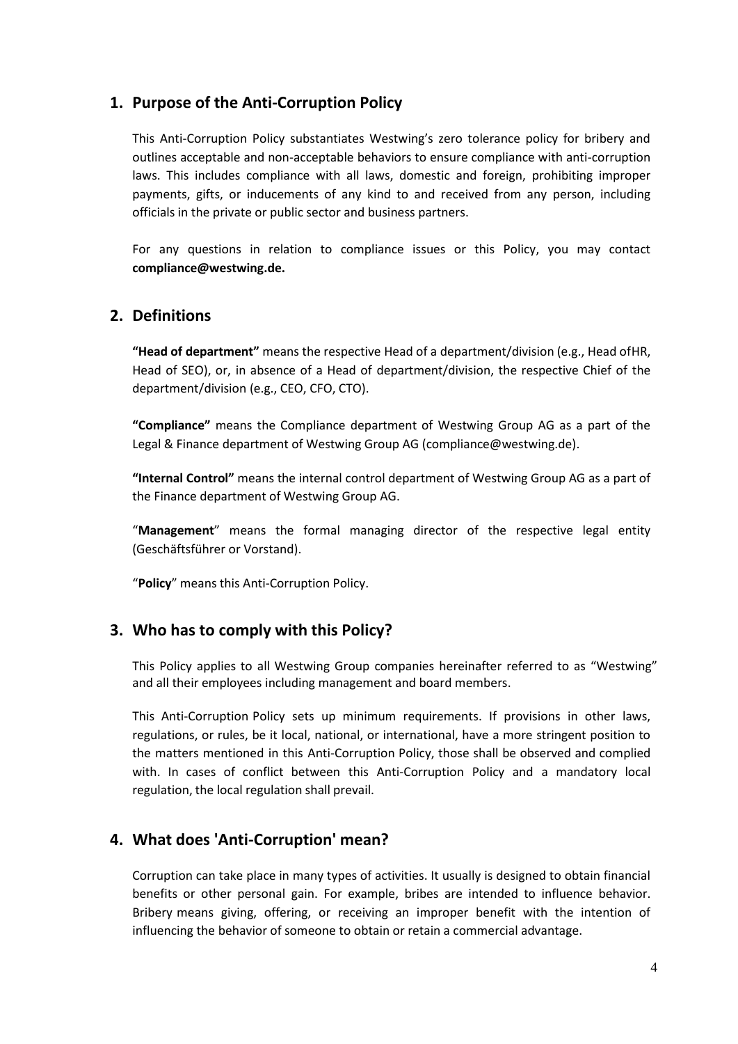## 1. Purpose of the Anti-Corruption Policy

This Anti-Corruption Policy substantiates Westwing's zero tolerance policy for bribery and outlines acceptable and non-acceptable behaviors to ensure compliance with anti-corruption laws. This includes compliance with all laws, domestic and foreign, prohibiting improper payments, gifts, or inducements of any kind to and received from any person, including officials in the private or public sector and business partners.

For any questions in relation to compliance issues or this Policy, you may contact **compliance@westwing.de.**

## 2. Definitions

**"Head of department"** means the respective Head of a department/division (e.g., Head ofHR, Head of SEO), or, in absence of a Head of department/division, the respective Chief of the department/division (e.g., CEO, CFO, CTO).

**"Compliance"** means the Compliance department of Westwing Group AG as a part of the Legal & Finance department of Westwing Group AG (compliance@westwing.de).

**"Internal Control"** means the internal control department of Westwing Group AG as a part of the Finance department of Westwing Group AG.

"**Management**" means the formal managing director of the respective legal entity (Geschäftsführer or Vorstand).

"**Policy**" means this Anti-Corruption Policy.

## 3. Who has to comply with this Policy?

This Policy applies to all Westwing Group companies hereinafter referred to as "Westwing" and all their employees including management and board members.

This Anti-Corruption Policy sets up minimum requirements. If provisions in other laws, regulations, or rules, be it local, national, or international, have a more stringent position to the matters mentioned in this Anti-Corruption Policy, those shall be observed and complied with. In cases of conflict between this Anti-Corruption Policy and a mandatory local regulation, the local regulation shall prevail.

## 4. What does 'Anti-Corruption' mean?

Corruption can take place in many types of activities. It usually is designed to obtain financial benefits or other personal gain. For example, bribes are intended to influence behavior. Bribery means giving, offering, or receiving an improper benefit with the intention of influencing the behavior of someone to obtain or retain a commercial advantage.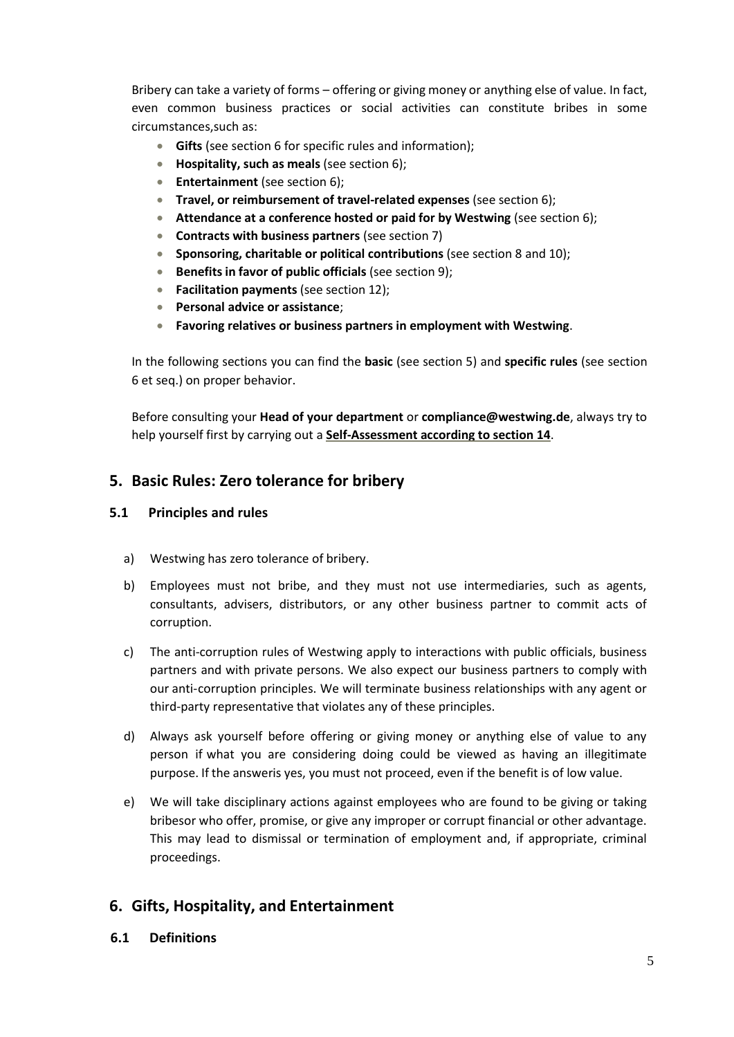Bribery can take a variety of forms – offering or giving money or anything else of value. In fact, even common business practices or social activities can constitute bribes in some circumstances,such as:

- **Gifts** (see section 6 for specific rules and information);
- **Hospitality, such as meals** (see section 6);
- **Entertainment** (see section 6);
- **Travel, or reimbursement of travel-related expenses** (see section 6);
- **Attendance at a conference hosted or paid for by Westwing** (see section 6);
- **Contracts with business partners** (see section 7)
- **Sponsoring, charitable or political contributions** (see section 8 and 10);
- **Benefits in favor of public officials** (see section 9);
- **Facilitation payments** (see section 12);
- **Personal advice or assistance**;
- **Favoring relatives or business partners in employment with Westwing**.

In the following sections you can find the **basic** (see section 5) and **specific rules** (see section 6 et seq.) on proper behavior.

Before consulting your **Head of your department** or **compliance@westwing.de**, always try to help yourself first by carrying out a **Self-Assessment according to section 14**.

## 5. Basic Rules: Zero tolerance for bribery

### 5.1 Principles and rules

a) Westwing has zero tolerance of bribery.

b) Employees must not bribe, and they must not use intermediaries, such as agents, consultants, advisers, distributors, or any other business partner to commit acts of corruption.

c) The anti-corruption rules of Westwing apply to interactions with public officials, business partners and with private persons. We also expect our business partners to comply with our anti-corruption principles. We will terminate business relationships with any agent or third-party representative that violates any of these principles.

d) Always ask yourself before offering or giving money or anything else of value to any person if what you are considering doing could be viewed as having an illegitimate purpose. If the answeris yes, you must not proceed, even if the benefit is of low value.

e) We will take disciplinary actions against employees who are found to be giving or taking bribesor who offer, promise, or give any improper or corrupt financial or other advantage. This may lead to dismissal or termination of employment and, if appropriate, criminal proceedings.

## 6. Gifts, Hospitality, and Entertainment

### 6.1 Definitions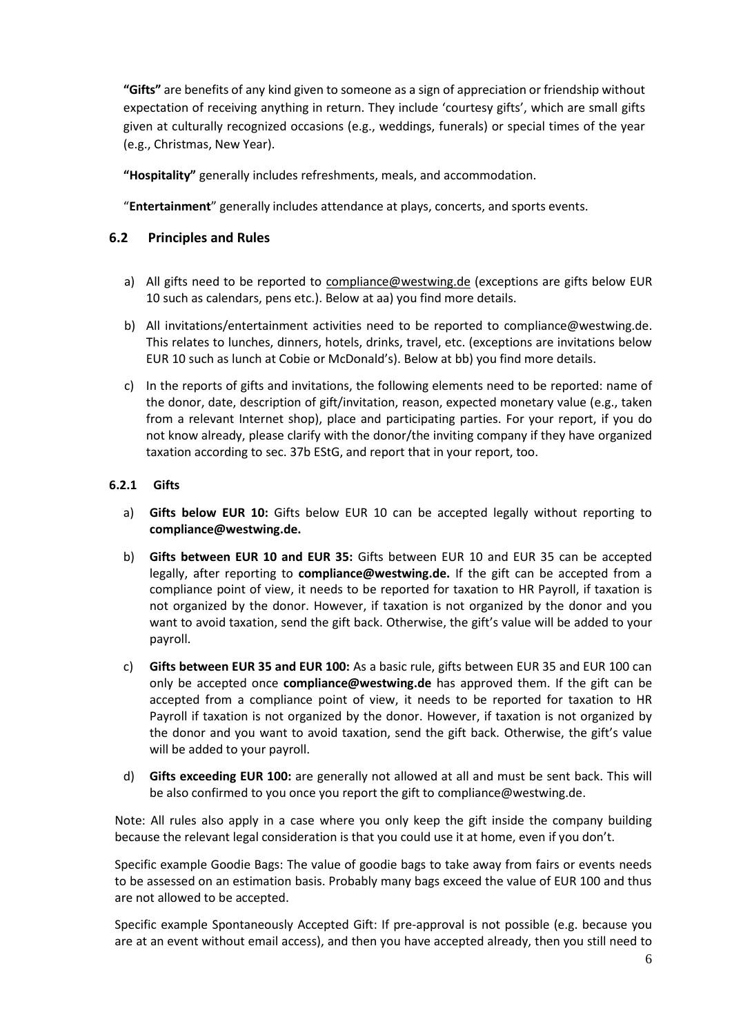**"Gifts"** are benefits of any kind given to someone as a sign of appreciation or friendship without expectation of receiving anything in return. They include 'courtesy gifts', which are small gifts given at culturally recognized occasions (e.g., weddings, funerals) or special times of the year (e.g., Christmas, New Year).

**"Hospitality"** generally includes refreshments, meals, and accommodation.

"**Entertainment**" generally includes attendance at plays, concerts, and sports events.

## 6.2 Principles and Rules

a) All gifts need to be reported to compliance@westwing.de (exceptions are gifts below EUR 10 such as calendars, pens etc.). Below at aa) you find more details.

b) All invitations/entertainment activities need to be reported to compliance@westwing.de. This relates to lunches, dinners, hotels, drinks, travel, etc. (exceptions are invitations below EUR 10 such as lunch at Cobie or McDonald's). Below at bb) you find more details.

c) In the reports of gifts and invitations, the following elements need to be reported: name of the donor, date, description of gift/invitation, reason, expected monetary value (e.g., taken from a relevant Internet shop), place and participating parties. For your report, if you do not know already, please clarify with the donor/the inviting company if they have organized taxation according to sec. 37b EStG, and report that in your report, too.

### 6.2.1 Gifts

a) **Gifts below EUR 10:** Gifts below EUR 10 can be accepted legally without reporting to **compliance@westwing.de.**

b) **Gifts between EUR 10 and EUR 35:** Gifts between EUR 10 and EUR 35 can be accepted legally, after reporting to **compliance@westwing.de.** If the gift can be accepted from a compliance point of view, it needs to be reported for taxation to HR Payroll, if taxation is not organized by the donor. However, if taxation is not organized by the donor and you want to avoid taxation, send the gift back. Otherwise, the gift's value will be added to your payroll.

c) **Gifts between EUR 35 and EUR 100:** As a basic rule, gifts between EUR 35 and EUR 100 can only be accepted once **compliance@westwing.de** has approved them. If the gift can be accepted from a compliance point of view, it needs to be reported for taxation to HR Payroll if taxation is not organized by the donor. However, if taxation is not organized by the donor and you want to avoid taxation, send the gift back. Otherwise, the gift's value will be added to your payroll.

d) **Gifts exceeding EUR 100:** are generally not allowed at all and must be sent back. This will be also confirmed to you once you report the gift to compliance@westwing.de.

Note: All rules also apply in a case where you only keep the gift inside the company building because the relevant legal consideration is that you could use it at home, even if you don't.

Specific example Goodie Bags: The value of goodie bags to take away from fairs or events needs to be assessed on an estimation basis. Probably many bags exceed the value of EUR 100 and thus are not allowed to be accepted.

Specific example Spontaneously Accepted Gift: If pre-approval is not possible (e.g. because you are at an event without email access), and then you have accepted already, then you still need to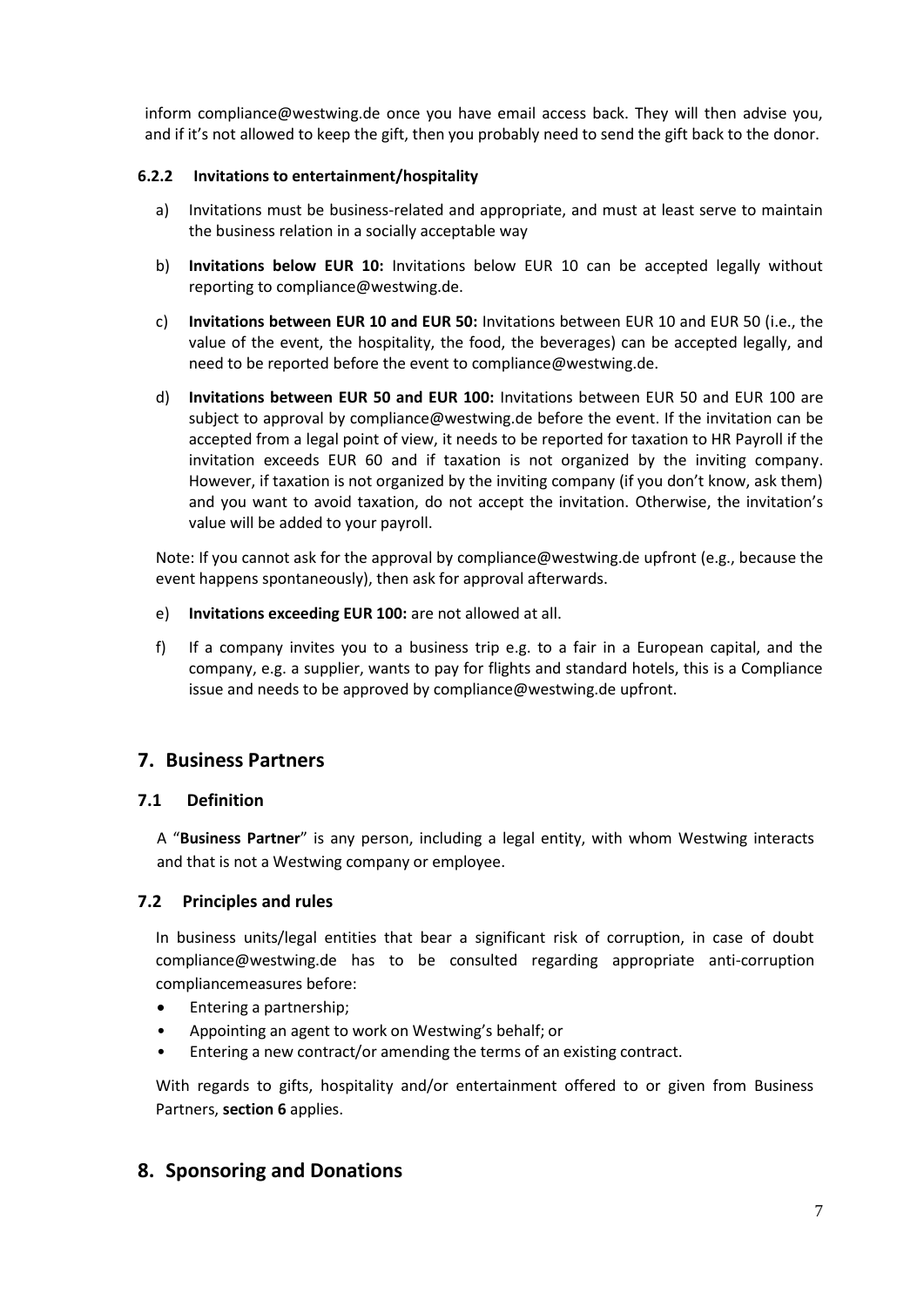inform compliance@westwing.de once you have email access back. They will then advise you, and if it's not allowed to keep the gift, then you probably need to send the gift back to the donor.

#### 6.2.2 Invitations to entertainment/hospitality

a) Invitations must be business-related and appropriate, and must at least serve to maintain the business relation in a socially acceptable way

b) **Invitations below EUR 10:** Invitations below EUR 10 can be accepted legally without reporting to compliance@westwing.de.

c) **Invitations between EUR 10 and EUR 50:** Invitations between EUR 10 and EUR 50 (i.e., the value of the event, the hospitality, the food, the beverages) can be accepted legally, and need to be reported before the event to compliance@westwing.de.

d) **Invitations between EUR 50 and EUR 100:** Invitations between EUR 50 and EUR 100 are subject to approval by compliance@westwing.de before the event. If the invitation can be accepted from a legal point of view, it needs to be reported for taxation to HR Payroll if the invitation exceeds EUR 60 and if taxation is not organized by the inviting company. However, if taxation is not organized by the inviting company (if you don't know, ask them) and you want to avoid taxation, do not accept the invitation. Otherwise, the invitation's value will be added to your payroll.

Note: If you cannot ask for the approval by compliance@westwing.de upfront (e.g., because the event happens spontaneously), then ask for approval afterwards.

e) **Invitations exceeding EUR 100:** are not allowed at all.

f) If a company invites you to a business trip e.g. to a fair in a European capital, and the company, e.g. a supplier, wants to pay for flights and standard hotels, this is a Compliance issue and needs to be approved by compliance@westwing.de upfront.

## 7. Business Partners

### 7.1 Definition

A "**Business Partner**" is any person, including a legal entity, with whom Westwing interacts and that is not a Westwing company or employee.

### 7.2 Principles and rules

In business units/legal entities that bear a significant risk of corruption, in case of doubt compliance@westwing.de has to be consulted regarding appropriate anti-corruption compliancemeasures before:

- Entering a partnership;
- Appointing an agent to work on Westwing's behalf; or
- Entering a new contract/or amending the terms of an existing contract.

With regards to gifts, hospitality and/or entertainment offered to or given from Business Partners, **section 6** applies.

## 8. Sponsoring and Donations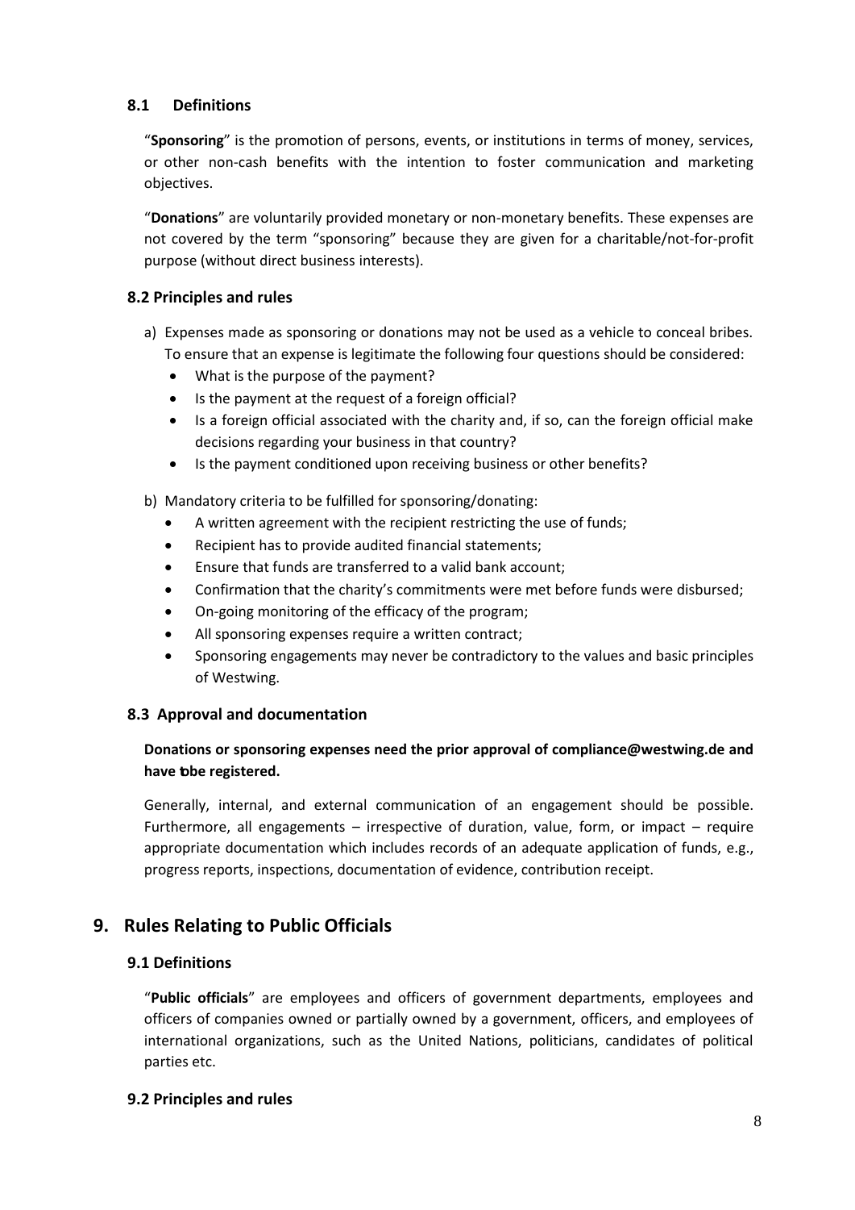### 8.1 Definitions

"**Sponsoring**" is the promotion of persons, events, or institutions in terms of money, services, or other non-cash benefits with the intention to foster communication and marketing objectives.

"**Donations**" are voluntarily provided monetary or non-monetary benefits. These expenses are not covered by the term "sponsoring" because they are given for a charitable/not-for-profit purpose (without direct business interests).

### 8.2 Principles and rules

a) Expenses made as sponsoring or donations may not be used as a vehicle to conceal bribes. To ensure that an expense is legitimate the following four questions should be considered:
   - What is the purpose of the payment?
   - Is the payment at the request of a foreign official?
   - Is a foreign official associated with the charity and, if so, can the foreign official make decisions regarding your business in that country?
   - Is the payment conditioned upon receiving business or other benefits?

b) Mandatory criteria to be fulfilled for sponsoring/donating:
   - A written agreement with the recipient restricting the use of funds;
   - Recipient has to provide audited financial statements;
   - Ensure that funds are transferred to a valid bank account;
   - Confirmation that the charity's commitments were met before funds were disbursed;
   - On-going monitoring of the efficacy of the program;
   - All sponsoring expenses require a written contract;
   - Sponsoring engagements may never be contradictory to the values and basic principles of Westwing.

### 8.3 Approval and documentation

**Donations or sponsoring expenses need the prior approval of compliance@westwing.de and have to be registered.**

Generally, internal, and external communication of an engagement should be possible. Furthermore, all engagements – irrespective of duration, value, form, or impact – require appropriate documentation which includes records of an adequate application of funds, e.g., progress reports, inspections, documentation of evidence, contribution receipt.

## 9. Rules Relating to Public Officials

### 9.1 Definitions

"**Public officials**" are employees and officers of government departments, employees and officers of companies owned or partially owned by a government, officers, and employees of international organizations, such as the United Nations, politicians, candidates of political parties etc.

### 9.2 Principles and rules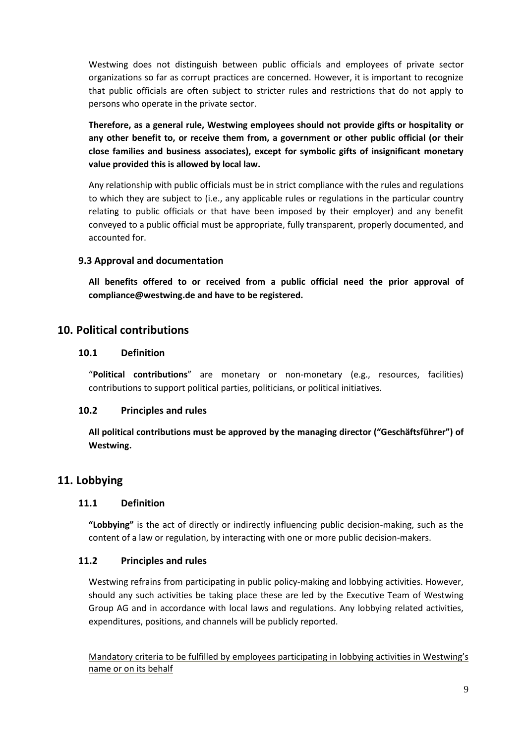Westwing does not distinguish between public officials and employees of private sector organizations so far as corrupt practices are concerned. However, it is important to recognize that public officials are often subject to stricter rules and restrictions that do not apply to persons who operate in the private sector.

**Therefore, as a general rule, Westwing employees should not provide gifts or hospitality or any other benefit to, or receive them from, a government or other public official (or their close families and business associates), except for symbolic gifts of insignificant monetary value provided this is allowed by local law.**

Any relationship with public officials must be in strict compliance with the rules and regulations to which they are subject to (i.e., any applicable rules or regulations in the particular country relating to public officials or that have been imposed by their employer) and any benefit conveyed to a public official must be appropriate, fully transparent, properly documented, and accounted for.

### 9.3 Approval and documentation

**All benefits offered to or received from a public official need the prior approval of compliance@westwing.de and have to be registered.**

## 10. Political contributions

### 10.1 Definition

"**Political contributions**" are monetary or non-monetary (e.g., resources, facilities) contributions to support political parties, politicians, or political initiatives.

### 10.2 Principles and rules

**All political contributions must be approved by the managing director ("Geschäftsführer") of Westwing.**

## 11. Lobbying

### 11.1 Definition

**"Lobbying"** is the act of directly or indirectly influencing public decision-making, such as the content of a law or regulation, by interacting with one or more public decision-makers.

### 11.2 Principles and rules

Westwing refrains from participating in public policy-making and lobbying activities. However, should any such activities be taking place these are led by the Executive Team of Westwing Group AG and in accordance with local laws and regulations. Any lobbying related activities, expenditures, positions, and channels will be publicly reported.

<u>Mandatory criteria to be fulfilled by employees participating in lobbying activities in Westwing's name or on its behalf</u>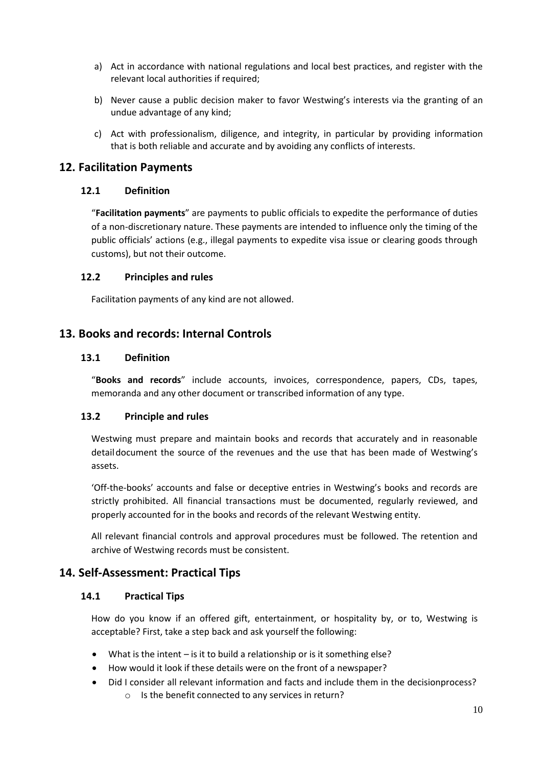a) Act in accordance with national regulations and local best practices, and register with the relevant local authorities if required;

b) Never cause a public decision maker to favor Westwing's interests via the granting of an undue advantage of any kind;

c) Act with professionalism, diligence, and integrity, in particular by providing information that is both reliable and accurate and by avoiding any conflicts of interests.

## 12. Facilitation Payments

### 12.1 Definition

"**Facilitation payments**" are payments to public officials to expedite the performance of duties of a non-discretionary nature. These payments are intended to influence only the timing of the public officials' actions (e.g., illegal payments to expedite visa issue or clearing goods through customs), but not their outcome.

### 12.2 Principles and rules

Facilitation payments of any kind are not allowed.

## 13. Books and records: Internal Controls

### 13.1 Definition

"**Books and records**" include accounts, invoices, correspondence, papers, CDs, tapes, memoranda and any other document or transcribed information of any type.

### 13.2 Principle and rules

Westwing must prepare and maintain books and records that accurately and in reasonable detail document the source of the revenues and the use that has been made of Westwing's assets.

'Off-the-books' accounts and false or deceptive entries in Westwing's books and records are strictly prohibited. All financial transactions must be documented, regularly reviewed, and properly accounted for in the books and records of the relevant Westwing entity.

All relevant financial controls and approval procedures must be followed. The retention and archive of Westwing records must be consistent.

## 14. Self-Assessment: Practical Tips

### 14.1 Practical Tips

How do you know if an offered gift, entertainment, or hospitality by, or to, Westwing is acceptable? First, take a step back and ask yourself the following:

- What is the intent – is it to build a relationship or is it something else?
- How would it look if these details were on the front of a newspaper?
- Did I consider all relevant information and facts and include them in the decisionprocess?
  - Is the benefit connected to any services in return?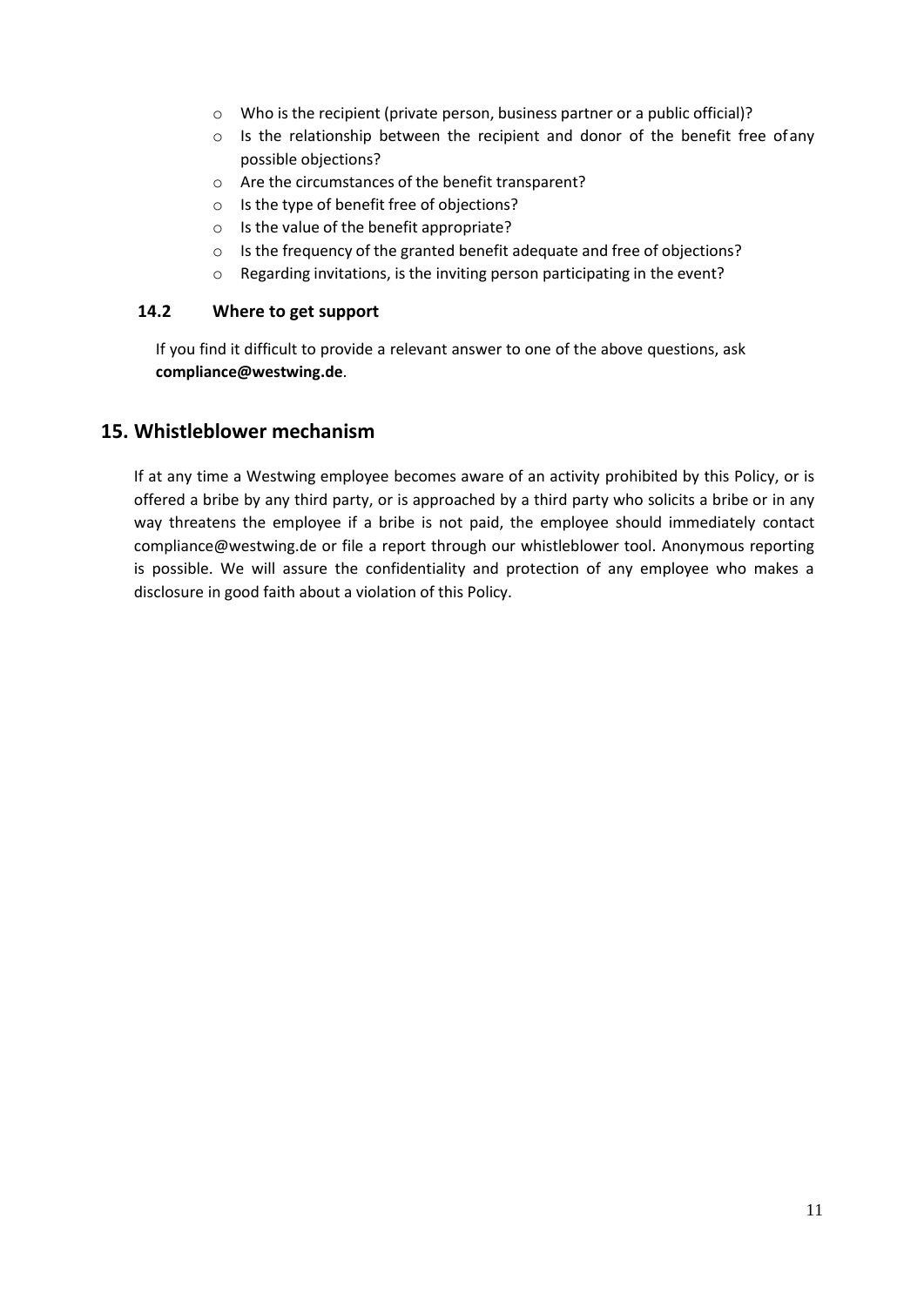- Who is the recipient (private person, business partner or a public official)?
- Is the relationship between the recipient and donor of the benefit free of any possible objections?
- Are the circumstances of the benefit transparent?
- Is the type of benefit free of objections?
- Is the value of the benefit appropriate?
- Is the frequency of the granted benefit adequate and free of objections?
- Regarding invitations, is the inviting person participating in the event?

### 14.2 Where to get support

If you find it difficult to provide a relevant answer to one of the above questions, ask **compliance@westwing.de**.

## 15. Whistleblower mechanism

If at any time a Westwing employee becomes aware of an activity prohibited by this Policy, or is offered a bribe by any third party, or is approached by a third party who solicits a bribe or in any way threatens the employee if a bribe is not paid, the employee should immediately contact compliance@westwing.de or file a report through our whistleblower tool. Anonymous reporting is possible. We will assure the confidentiality and protection of any employee who makes a disclosure in good faith about a violation of this Policy.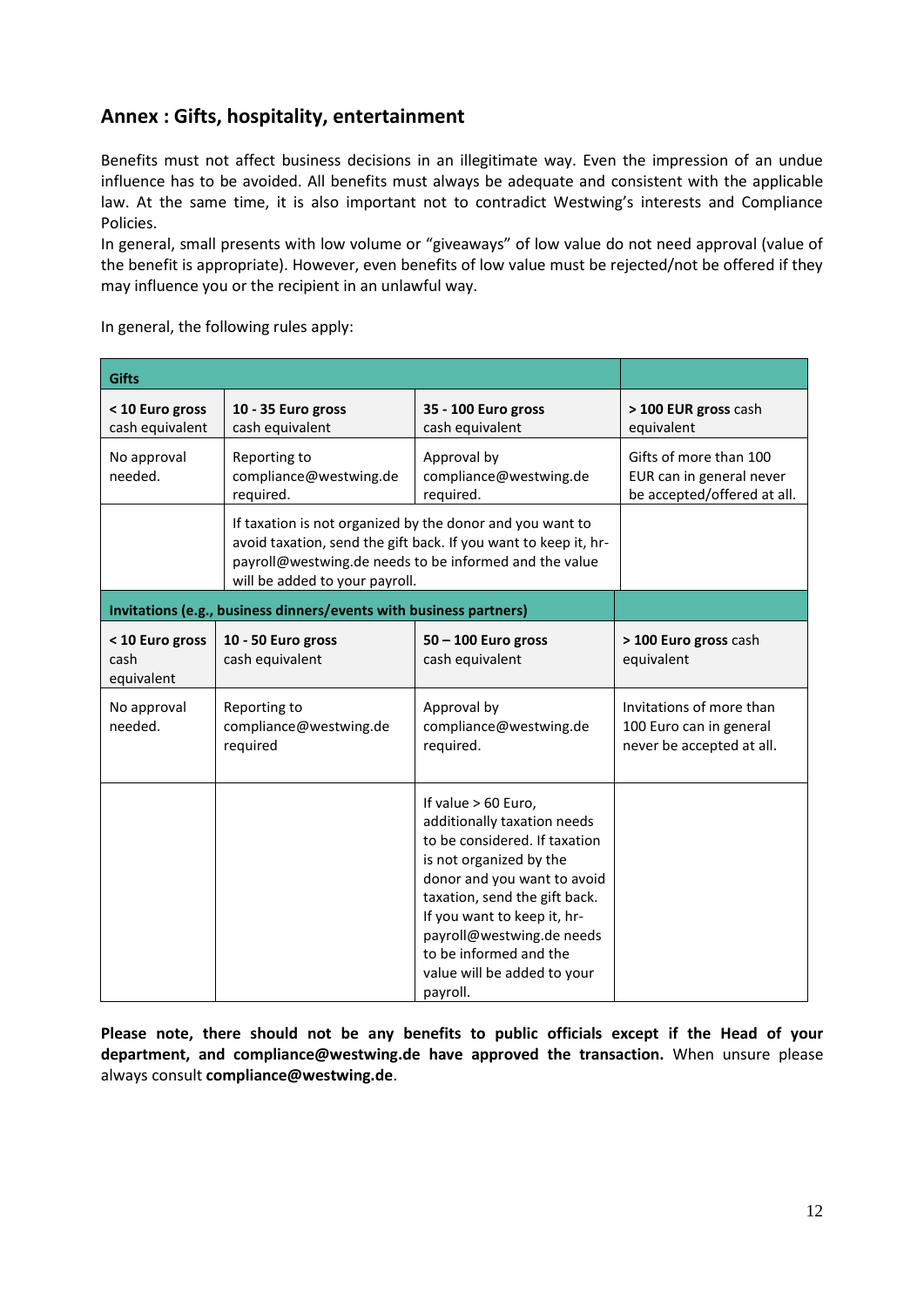## Annex : Gifts, hospitality, entertainment

Benefits must not affect business decisions in an illegitimate way. Even the impression of an undue influence has to be avoided. All benefits must always be adequate and consistent with the applicable law. At the same time, it is also important not to contradict Westwing's interests and Compliance Policies.
In general, small presents with low volume or "giveaways" of low value do not need approval (value of the benefit is appropriate). However, even benefits of low value must be rejected/not be offered if they may influence you or the recipient in an unlawful way.

In general, the following rules apply:

| **Gifts** | | | |
|---|---|---|---|
| **< 10 Euro gross** cash equivalent | **10 - 35 Euro gross** cash equivalent | **35 - 100 Euro gross** cash equivalent | **> 100 EUR gross** cash equivalent |
| No approval needed. | Reporting to compliance@westwing.de required. | Approval by compliance@westwing.de required. | Gifts of more than 100 EUR can in general never be accepted/offered at all. |
| | If taxation is not organized by the donor and you want to avoid taxation, send the gift back. If you want to keep it, hr-payroll@westwing.de needs to be informed and the value will be added to your payroll. | | |
| **Invitations (e.g., business dinners/events with business partners)** | | | |
| **< 10 Euro gross** cash equivalent | **10 - 50 Euro gross** cash equivalent | **50 – 100 Euro gross** cash equivalent | **> 100 Euro gross** cash equivalent |
| No approval needed. | Reporting to compliance@westwing.de required | Approval by compliance@westwing.de required. | Invitations of more than 100 Euro can in general never be accepted at all. |
| | | If value > 60 Euro, additionally taxation needs to be considered. If taxation is not organized by the donor and you want to avoid taxation, send the gift back. If you want to keep it, hr-payroll@westwing.de needs to be informed and the value will be added to your payroll. | |

**Please note, there should not be any benefits to public officials except if the Head of your department, and compliance@westwing.de have approved the transaction.** When unsure please always consult **compliance@westwing.de**.